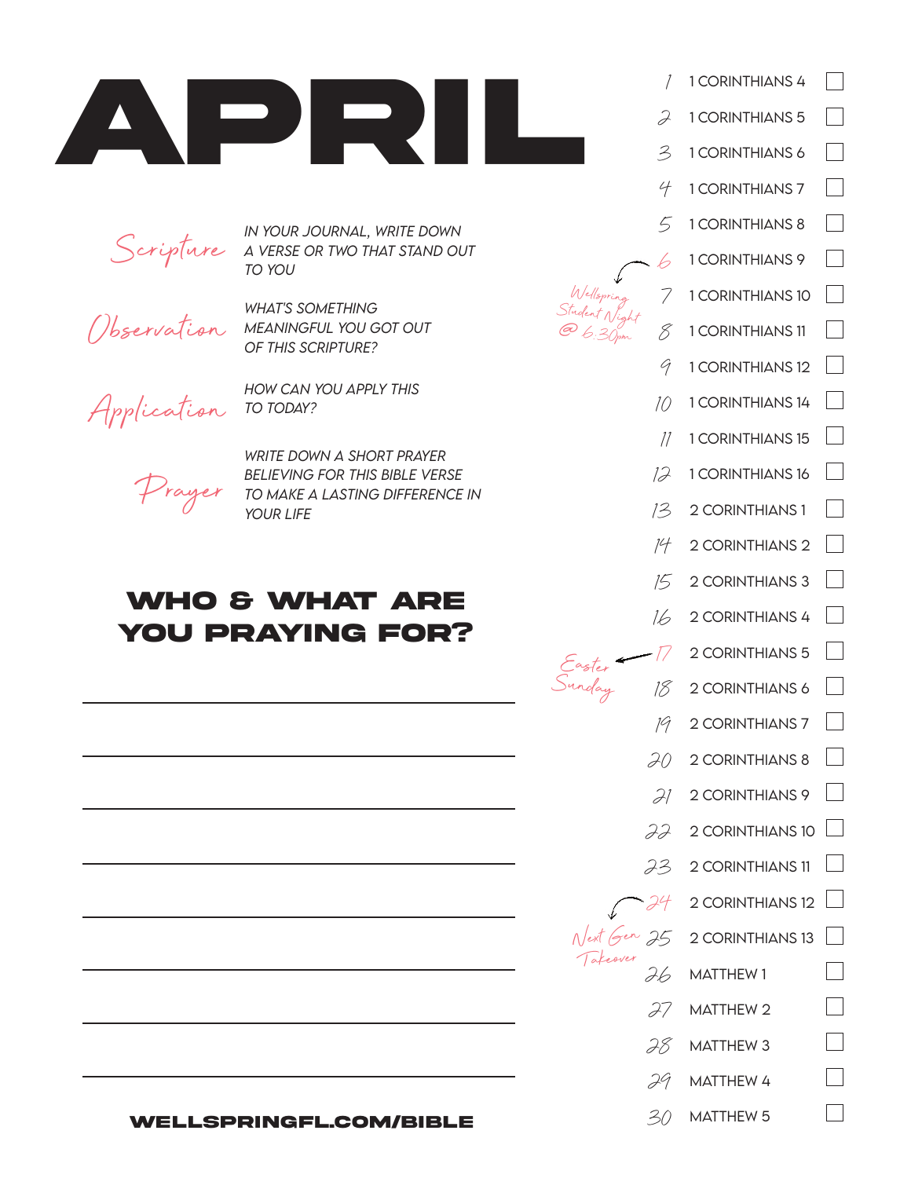# APRIL

**Scripture** — IN YOUR JOURNAL, WRITE DOWN A VERSE OR TWO THAT STAND OUT TO YOU

**Observation** — WHAT'S SOMETHING MEANINGFUL YOU GOT OUT OF THIS SCRIPTURE?

**Application** — HOW CAN YOU APPLY THIS TO TODAY?

**Prayer** — WRITE DOWN A SHORT PRAYER BELIEVING FOR THIS BIBLE VERSE TO MAKE A LASTING DIFFERENCE IN YOUR LIFE

## WHO & WHAT ARE YOU PRAYING FOR?

______________________________

______________________________

______________________________

______________________________

______________________________

______________________________

______________________________

______________________________

| Day | Reading | | Note |
|---|---|---|---|
| 1 | 1 CORINTHIANS 4 | ☐ | |
| 2 | 1 CORINTHIANS 5 | ☐ | |
| 3 | 1 CORINTHIANS 6 | ☐ | |
| 4 | 1 CORINTHIANS 7 | ☐ | |
| 5 | 1 CORINTHIANS 8 | ☐ | |
| 6 | 1 CORINTHIANS 9 | ☐ | Wellspring Student Night @ 6:30pm |
| 7 | 1 CORINTHIANS 10 | ☐ | |
| 8 | 1 CORINTHIANS 11 | ☐ | |
| 9 | 1 CORINTHIANS 12 | ☐ | |
| 10 | 1 CORINTHIANS 14 | ☐ | |
| 11 | 1 CORINTHIANS 15 | ☐ | |
| 12 | 1 CORINTHIANS 16 | ☐ | |
| 13 | 2 CORINTHIANS 1 | ☐ | |
| 14 | 2 CORINTHIANS 2 | ☐ | |
| 15 | 2 CORINTHIANS 3 | ☐ | |
| 16 | 2 CORINTHIANS 4 | ☐ | |
| 17 | 2 CORINTHIANS 5 | ☐ | Easter Sunday |
| 18 | 2 CORINTHIANS 6 | ☐ | |
| 19 | 2 CORINTHIANS 7 | ☐ | |
| 20 | 2 CORINTHIANS 8 | ☐ | |
| 21 | 2 CORINTHIANS 9 | ☐ | |
| 22 | 2 CORINTHIANS 10 | ☐ | |
| 23 | 2 CORINTHIANS 11 | ☐ | |
| 24 | 2 CORINTHIANS 12 | ☐ | Next Gen Takeover |
| 25 | 2 CORINTHIANS 13 | ☐ | |
| 26 | MATTHEW 1 | ☐ | |
| 27 | MATTHEW 2 | ☐ | |
| 28 | MATTHEW 3 | ☐ | |
| 29 | MATTHEW 4 | ☐ | |
| 30 | MATTHEW 5 | ☐ | |

**WELLSPRINGFL.COM/BIBLE**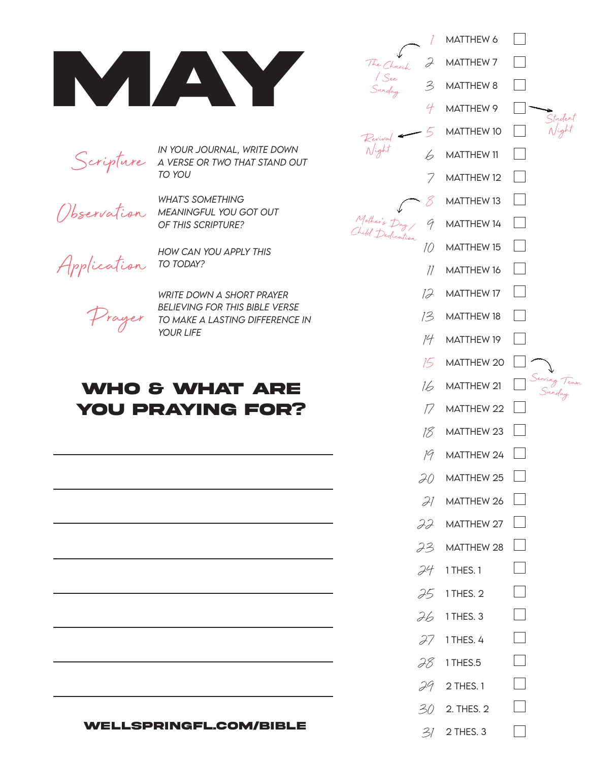# MAY

**Scripture** — IN YOUR JOURNAL, WRITE DOWN A VERSE OR TWO THAT STAND OUT TO YOU

**Observation** — WHAT'S SOMETHING MEANINGFUL YOU GOT OUT OF THIS SCRIPTURE?

**Application** — HOW CAN YOU APPLY THIS TO TODAY?

**Prayer** — WRITE DOWN A SHORT PRAYER BELIEVING FOR THIS BIBLE VERSE TO MAKE A LASTING DIFFERENCE IN YOUR LIFE

## WHO & WHAT ARE YOU PRAYING FOR?

______________________________

______________________________

______________________________

______________________________

______________________________

______________________________

______________________________

______________________________

**WELLSPRINGFL.COM/BIBLE**

| Day | Reading | Done | Note |
|---|---|---|---|
| 1 | MATTHEW 6 | ☐ | |
| 2 | MATTHEW 7 | ☐ | The Church I See Sunday |
| 3 | MATTHEW 8 | ☐ | |
| 4 | MATTHEW 9 | ☐ | Student Night |
| 5 | MATTHEW 10 | ☐ | Revival Night |
| 6 | MATTHEW 11 | ☐ | |
| 7 | MATTHEW 12 | ☐ | |
| 8 | MATTHEW 13 | ☐ | |
| 9 | MATTHEW 14 | ☐ | Mother's Day / Child Dedication |
| 10 | MATTHEW 15 | ☐ | |
| 11 | MATTHEW 16 | ☐ | |
| 12 | MATTHEW 17 | ☐ | |
| 13 | MATTHEW 18 | ☐ | |
| 14 | MATTHEW 19 | ☐ | |
| 15 | MATTHEW 20 | ☐ | |
| 16 | MATTHEW 21 | ☐ | Serving Team Sunday |
| 17 | MATTHEW 22 | ☐ | |
| 18 | MATTHEW 23 | ☐ | |
| 19 | MATTHEW 24 | ☐ | |
| 20 | MATTHEW 25 | ☐ | |
| 21 | MATTHEW 26 | ☐ | |
| 22 | MATTHEW 27 | ☐ | |
| 23 | MATTHEW 28 | ☐ | |
| 24 | 1 THES. 1 | ☐ | |
| 25 | 1 THES. 2 | ☐ | |
| 26 | 1 THES. 3 | ☐ | |
| 27 | 1 THES. 4 | ☐ | |
| 28 | 1 THES.5 | ☐ | |
| 29 | 2 THES. 1 | ☐ | |
| 30 | 2. THES. 2 | ☐ | |
| 31 | 2 THES. 3 | ☐ | |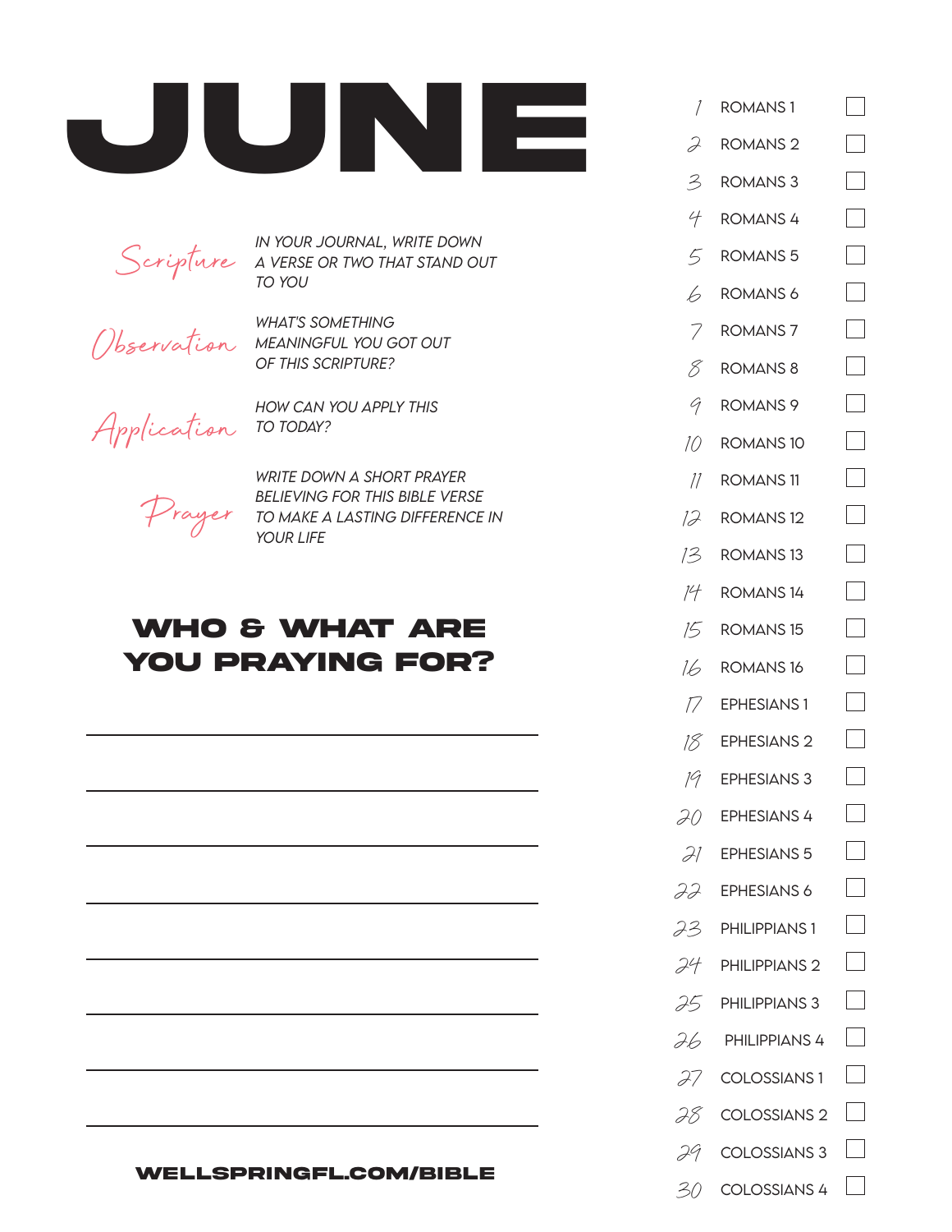# JUNE

**Scripture** — IN YOUR JOURNAL, WRITE DOWN A VERSE OR TWO THAT STAND OUT TO YOU

**Observation** — WHAT'S SOMETHING MEANINGFUL YOU GOT OUT OF THIS SCRIPTURE?

**Application** — HOW CAN YOU APPLY THIS TO TODAY?

**Prayer** — WRITE DOWN A SHORT PRAYER BELIEVING FOR THIS BIBLE VERSE TO MAKE A LASTING DIFFERENCE IN YOUR LIFE

## WHO & WHAT ARE YOU PRAYING FOR?

________________________________________

________________________________________

________________________________________

________________________________________

________________________________________

________________________________________

________________________________________

________________________________________

**WELLSPRINGFL.COM/BIBLE**

| | | |
|---|---|---|
| 1 | ROMANS 1 | ☐ |
| 2 | ROMANS 2 | ☐ |
| 3 | ROMANS 3 | ☐ |
| 4 | ROMANS 4 | ☐ |
| 5 | ROMANS 5 | ☐ |
| 6 | ROMANS 6 | ☐ |
| 7 | ROMANS 7 | ☐ |
| 8 | ROMANS 8 | ☐ |
| 9 | ROMANS 9 | ☐ |
| 10 | ROMANS 10 | ☐ |
| 11 | ROMANS 11 | ☐ |
| 12 | ROMANS 12 | ☐ |
| 13 | ROMANS 13 | ☐ |
| 14 | ROMANS 14 | ☐ |
| 15 | ROMANS 15 | ☐ |
| 16 | ROMANS 16 | ☐ |
| 17 | EPHESIANS 1 | ☐ |
| 18 | EPHESIANS 2 | ☐ |
| 19 | EPHESIANS 3 | ☐ |
| 20 | EPHESIANS 4 | ☐ |
| 21 | EPHESIANS 5 | ☐ |
| 22 | EPHESIANS 6 | ☐ |
| 23 | PHILIPPIANS 1 | ☐ |
| 24 | PHILIPPIANS 2 | ☐ |
| 25 | PHILIPPIANS 3 | ☐ |
| 26 | PHILIPPIANS 4 | ☐ |
| 27 | COLOSSIANS 1 | ☐ |
| 28 | COLOSSIANS 2 | ☐ |
| 29 | COLOSSIANS 3 | ☐ |
| 30 | COLOSSIANS 4 | ☐ |